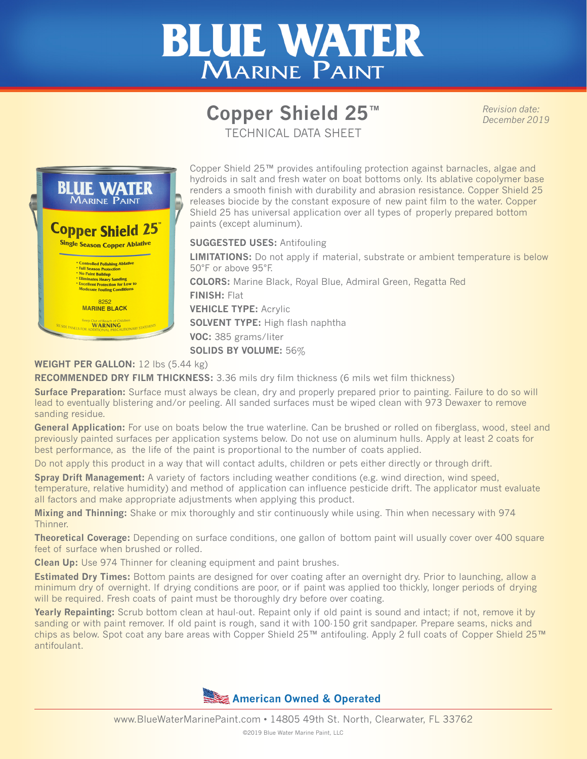# BLUE WATER Marine Paint

## Copper Shield 25™

TECHNICAL DATA SHEET

*Revision date: December 2019*

Copper Shield 25™ provides antifouling protection against barnacles, algae and hydroids in salt and fresh water on boat bottoms only. Its ablative copolymer base renders a smooth finish with durability and abrasion resistance. Copper Shield 25 releases biocide by the constant exposure of new paint film to the water. Copper Shield 25 has universal application over all types of properly prepared bottom paints (except aluminum).

**SUGGESTED USES:** Antifouling

**LIMITATIONS:** Do not apply if material, substrate or ambient temperature is below 50°F or above 95°F.

**COLORS:** Marine Black, Royal Blue, Admiral Green, Regatta Red

**FINISH:** Flat

**VEHICLE TYPE:** Acrylic

**SOLVENT TYPE:** High flash naphtha

**VOC:** 385 grams/liter

**SOLIDS BY VOLUME:** 56%

**WEIGHT PER GALLON:** 12 lbs (5.44 kg)

**RECOMMENDED DRY FILM THICKNESS:** 3.36 mils dry film thickness (6 mils wet film thickness)

**Surface Preparation:** Surface must always be clean, dry and properly prepared prior to painting. Failure to do so will lead to eventually blistering and/or peeling. All sanded surfaces must be wiped clean with 973 Dewaxer to remove sanding residue.

**General Application:** For use on boats below the true waterline. Can be brushed or rolled on fiberglass, wood, steel and previously painted surfaces per application systems below. Do not use on aluminum hulls. Apply at least 2 coats for best performance, as the life of the paint is proportional to the number of coats applied.

Do not apply this product in a way that will contact adults, children or pets either directly or through drift.

**Spray Drift Management:** A variety of factors including weather conditions (e.g. wind direction, wind speed, temperature, relative humidity) and method of application can influence pesticide drift. The applicator must evaluate all factors and make appropriate adjustments when applying this product.

**Mixing and Thinning:** Shake or mix thoroughly and stir continuously while using. Thin when necessary with 974 Thinner.

**Theoretical Coverage:** Depending on surface conditions, one gallon of bottom paint will usually cover over 400 square feet of surface when brushed or rolled.

**Clean Up:** Use 974 Thinner for cleaning equipment and paint brushes.

**Estimated Dry Times:** Bottom paints are designed for over coating after an overnight dry. Prior to launching, allow a minimum dry of overnight. If drying conditions are poor, or if paint was applied too thickly, longer periods of drying will be required. Fresh coats of paint must be thoroughly dry before over coating.

**Yearly Repainting:** Scrub bottom clean at haul-out. Repaint only if old paint is sound and intact; if not, remove it by sanding or with paint remover. If old paint is rough, sand it with 100-150 grit sandpaper. Prepare seams, nicks and chips as below. Spot coat any bare areas with Copper Shield 25™ antifouling. Apply 2 full coats of Copper Shield 25™ antifoulant.

American Owned & Operated

www.BlueWaterMarinePaint.com • 14805 49th St. North, Clearwater, FL 33762

©2019 Blue Water Marine Paint, LLC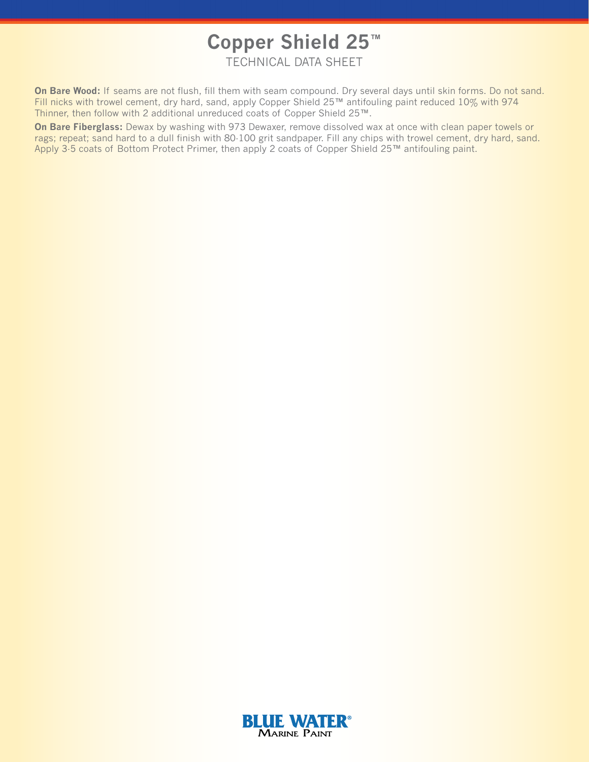# Copper Shield 25™

TECHNICAL DATA SHEET

**On Bare Wood:** If seams are not flush, fill them with seam compound. Dry several days until skin forms. Do not sand. Fill nicks with trowel cement, dry hard, sand, apply Copper Shield 25™ antifouling paint reduced 10% with 974 Thinner, then follow with 2 additional unreduced coats of Copper Shield 25™.

**On Bare Fiberglass:** Dewax by washing with 973 Dewaxer, remove dissolved wax at once with clean paper towels or rags; repeat; sand hard to a dull finish with 80-100 grit sandpaper. Fill any chips with trowel cement, dry hard, sand. Apply 3-5 coats of Bottom Protect Primer, then apply 2 coats of Copper Shield 25™ antifouling paint.

BLUE WATER® Marine Paint